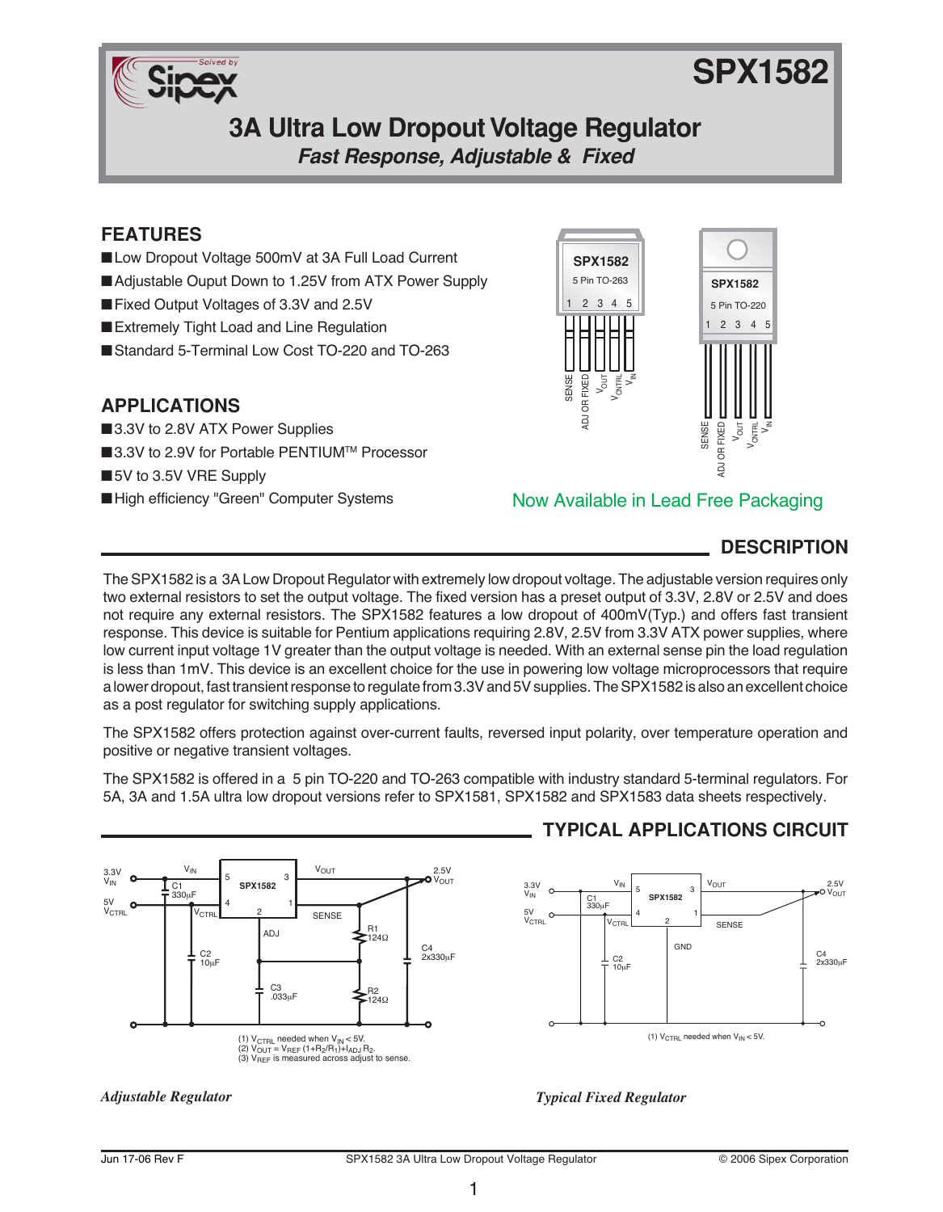# SPX1582

## 3A Ultra Low Dropout Voltage Regulator

### *Fast Response, Adjustable & Fixed*

## FEATURES

- Low Dropout Voltage 500mV at 3A Full Load Current
- Adjustable Ouput Down to 1.25V from ATX Power Supply
- Fixed Output Voltages of 3.3V and 2.5V
- Extremely Tight Load and Line Regulation
- Standard 5-Terminal Low Cost TO-220 and TO-263

## APPLICATIONS

- 3.3V to 2.8V ATX Power Supplies
- 3.3V to 2.9V for Portable PENTIUM™ Processor
- 5V to 3.5V VRE Supply
- High efficiency "Green" Computer Systems

SPX1582 5 Pin TO-263: 1 SENSE, 2 ADJ OR FIXED, 3 $V_{OUT}$, 4 $V_{CNTRL}$, 5 $V_{IN}$

SPX1582 5 Pin TO-220: 1 SENSE, 2 ADJ OR FIXED, 3 $V_{OUT}$, 4 $V_{CNTRL}$, 5 $V_{IN}$

Now Available in Lead Free Packaging

## DESCRIPTION

The SPX1582 is a 3A Low Dropout Regulator with extremely low dropout voltage. The adjustable version requires only two external resistors to set the output voltage. The fixed version has a preset output of 3.3V, 2.8V or 2.5V and does not require any external resistors. The SPX1582 features a low dropout of 400mV(Typ.) and offers fast transient response. This device is suitable for Pentium applications requiring 2.8V, 2.5V from 3.3V ATX power supplies, where low current input voltage 1V greater than the output voltage is needed. With an external sense pin the load regulation is less than 1mV. This device is an excellent choice for the use in powering low voltage microprocessors that require a lower dropout, fast transient response to regulate from 3.3V and 5V supplies. The SPX1582 is also an excellent choice as a post regulator for switching supply applications.

The SPX1582 offers protection against over-current faults, reversed input polarity, over temperature operation and positive or negative transient voltages.

The SPX1582 is offered in a 5 pin TO-220 and TO-263 compatible with industry standard 5-terminal regulators. For 5A, 3A and 1.5A ultra low dropout versions refer to SPX1581, SPX1582 and SPX1583 data sheets respectively.

## TYPICAL APPLICATIONS CIRCUIT

(1) $V_{CTRL}$ needed when $V_{IN}$ < 5V.
(2) $V_{OUT} = V_{REF}$ $(1+R_2/R_1)+I_{ADJ}$ $R_2$.
(3) $V_{REF}$ is measured across adjust to sense.

*Adjustable Regulator*

(1) $V_{CTRL}$ needed when $V_{IN}$ < 5V.

*Typical Fixed Regulator*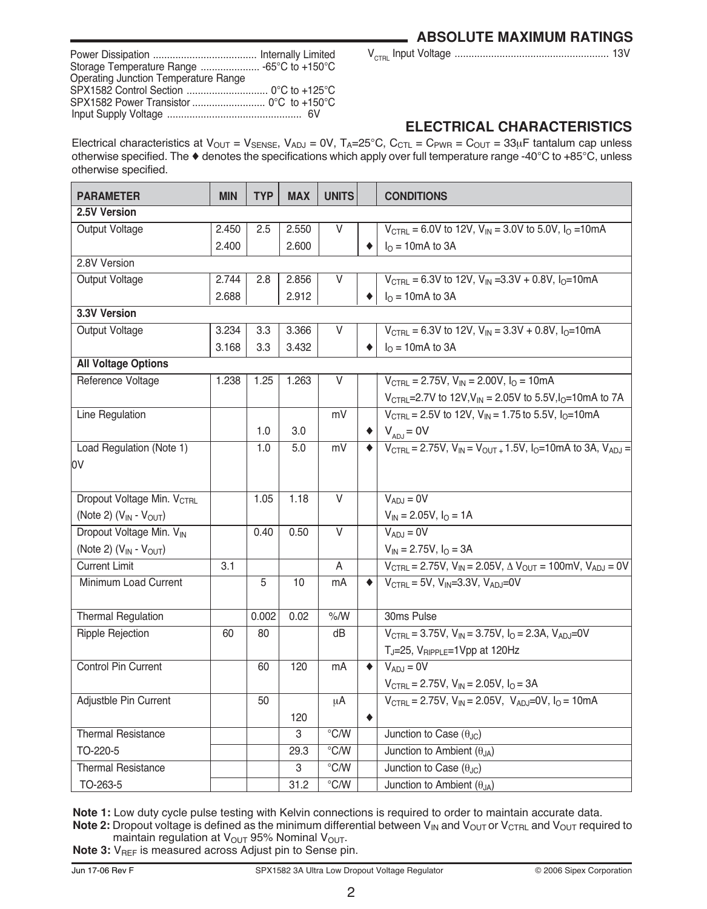## ABSOLUTE MAXIMUM RATINGS

Power Dissipation ..................................... Internally Limited
Storage Temperature Range ..................... -65°C to +150°C
Operating Junction Temperature Range
SPX1582 Control Section ............................ 0°C to +125°C
SPX1582 Power Transistor .......................... 0°C to +150°C
Input Supply Voltage ................................................ 6V
$V_{CTRL}$ Input Voltage ...................................................... 13V

## ELECTRICAL CHARACTERISTICS

Electrical characteristics at $V_{OUT}$ = $V_{SENSE}$, $V_{ADJ}$ = 0V, $T_A$=25°C, $C_{CTL}$ = $C_{PWR}$ = $C_{OUT}$ = 33μF tantalum cap unless otherwise specified. The ♦ denotes the specifications which apply over full temperature range -40°C to +85°C, unless otherwise specified.

| PARAMETER | MIN | TYP | MAX | UNITS | | CONDITIONS |
|---|---|---|---|---|---|---|
| **2.5V Version** | | | | | | |
| Output Voltage | 2.450 | 2.5 | 2.550 | V | | $V_{CTRL}$ = 6.0V to 12V, $V_{IN}$ = 3.0V to 5.0V, $I_O$ =10mA |
| | 2.400 | | 2.600 | | ♦ | $I_O$ = 10mA to 3A |
| 2.8V Version | | | | | | |
| Output Voltage | 2.744 | 2.8 | 2.856 | V | | $V_{CTRL}$ = 6.3V to 12V, $V_{IN}$ =3.3V + 0.8V, $I_O$=10mA |
| | 2.688 | | 2.912 | | ♦ | $I_O$ = 10mA to 3A |
| **3.3V Version** | | | | | | |
| Output Voltage | 3.234 | 3.3 | 3.366 | V | | $V_{CTRL}$ = 6.3V to 12V, $V_{IN}$ = 3.3V + 0.8V, $I_O$=10mA |
| | 3.168 | 3.3 | 3.432 | | ♦ | $I_O$ = 10mA to 3A |
| **All Voltage Options** | | | | | | |
| Reference Voltage | 1.238 | 1.25 | 1.263 | V | | $V_{CTRL}$ = 2.75V, $V_{IN}$ = 2.00V, $I_O$ = 10mA |
| | | | | | | $V_{CTRL}$=2.7V to 12V, $V_{IN}$ = 2.05V to 5.5V, $I_O$=10mA to 7A |
| Line Regulation | | | | mV | | $V_{CTRL}$ = 2.5V to 12V, $V_{IN}$ = 1.75 to 5.5V, $I_O$=10mA |
| | | 1.0 | 3.0 | | ♦ | $V_{ADJ}$ = 0V |
| Load Regulation (Note 1) | | 1.0 | 5.0 | mV | ♦ | $V_{CTRL}$ = 2.75V, $V_{IN}$ = $V_{OUT}$ + 1.5V, $I_O$=10mA to 3A, $V_{ADJ}$ = 0V |
| Dropout Voltage Min. $V_{CTRL}$ (Note 2) ($V_{IN}$ - $V_{OUT}$) | | 1.05 | 1.18 | V | | $V_{ADJ}$ = 0V, $V_{IN}$ = 2.05V, $I_O$ = 1A |
| Dropout Voltage Min. $V_{IN}$ (Note 2) ($V_{IN}$ - $V_{OUT}$) | | 0.40 | 0.50 | V | | $V_{ADJ}$ = 0V, $V_{IN}$ = 2.75V, $I_O$ = 3A |
| Current Limit | 3.1 | | | A | | $V_{CTRL}$ = 2.75V, $V_{IN}$ = 2.05V, Δ $V_{OUT}$ = 100mV, $V_{ADJ}$ = 0V |
| Minimum Load Current | | 5 | 10 | mA | ♦ | $V_{CTRL}$ = 5V, $V_{IN}$=3.3V, $V_{ADJ}$=0V |
| Thermal Regulation | | 0.002 | 0.02 | %/W | | 30ms Pulse |
| Ripple Rejection | 60 | 80 | | dB | | $V_{CTRL}$ = 3.75V, $V_{IN}$ = 3.75V, $I_O$ = 2.3A, $V_{ADJ}$=0V |
| | | | | | | $T_J$=25, $V_{RIPPLE}$=1Vpp at 120Hz |
| Control Pin Current | | 60 | 120 | mA | ♦ | $V_{ADJ}$ = 0V |
| | | | | | | $V_{CTRL}$ = 2.75V, $V_{IN}$ = 2.05V, $I_O$ = 3A |
| Adjustble Pin Current | | 50 | | μA | | $V_{CTRL}$ = 2.75V, $V_{IN}$ = 2.05V, $V_{ADJ}$=0V, $I_O$ = 10mA |
| | | | 120 | | ♦ | |
| Thermal Resistance | | | 3 | °C/W | | Junction to Case ($\theta_{JC}$) |
| TO-220-5 | | | 29.3 | °C/W | | Junction to Ambient ($\theta_{JA}$) |
| Thermal Resistance | | | 3 | °C/W | | Junction to Case ($\theta_{JC}$) |
| TO-263-5 | | | 31.2 | °C/W | | Junction to Ambient ($\theta_{JA}$) |

**Note 1:** Low duty cycle pulse testing with Kelvin connections is required to order to maintain accurate data.
**Note 2:** Dropout voltage is defined as the minimum differential between $V_{IN}$ and $V_{OUT}$ or $V_{CTRL}$ and $V_{OUT}$ required to maintain regulation at $V_{OUT}$ 95% Nominal $V_{OUT}$.
**Note 3:** $V_{REF}$ is measured across Adjust pin to Sense pin.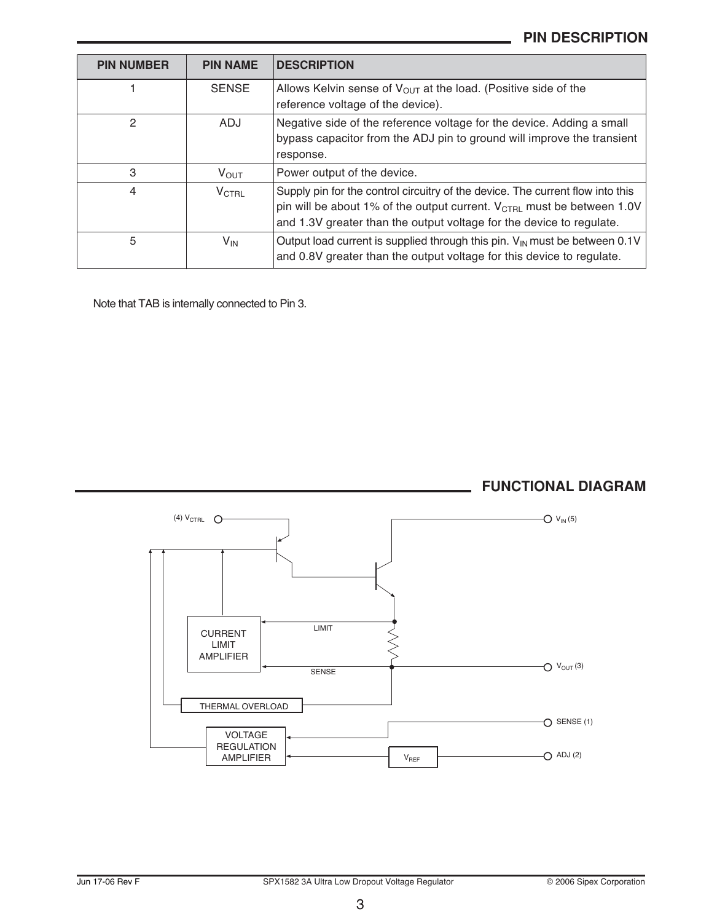## PIN DESCRIPTION

| PIN NUMBER | PIN NAME | DESCRIPTION |
| --- | --- | --- |
| 1 | SENSE | Allows Kelvin sense of $V_{OUT}$ at the load. (Positive side of the reference voltage of the device). |
| 2 | ADJ | Negative side of the reference voltage for the device. Adding a small bypass capacitor from the ADJ pin to ground will improve the transient response. |
| 3 | $V_{OUT}$ | Power output of the device. |
| 4 | $V_{CTRL}$ | Supply pin for the control circuitry of the device. The current flow into this pin will be about 1% of the output current. $V_{CTRL}$ must be between 1.0V and 1.3V greater than the output voltage for the device to regulate. |
| 5 | $V_{IN}$ | Output load current is supplied through this pin. $V_{IN}$ must be between 0.1V and 0.8V greater than the output voltage for this device to regulate. |

Note that TAB is internally connected to Pin 3.

## FUNCTIONAL DIAGRAM

(4) $V_{CTRL}$

$V_{IN}$ (5)

CURRENT LIMIT AMPLIFIER

LIMIT

SENSE

$V_{OUT}$ (3)

THERMAL OVERLOAD

SENSE (1)

VOLTAGE REGULATION AMPLIFIER

$V_{REF}$

ADJ (2)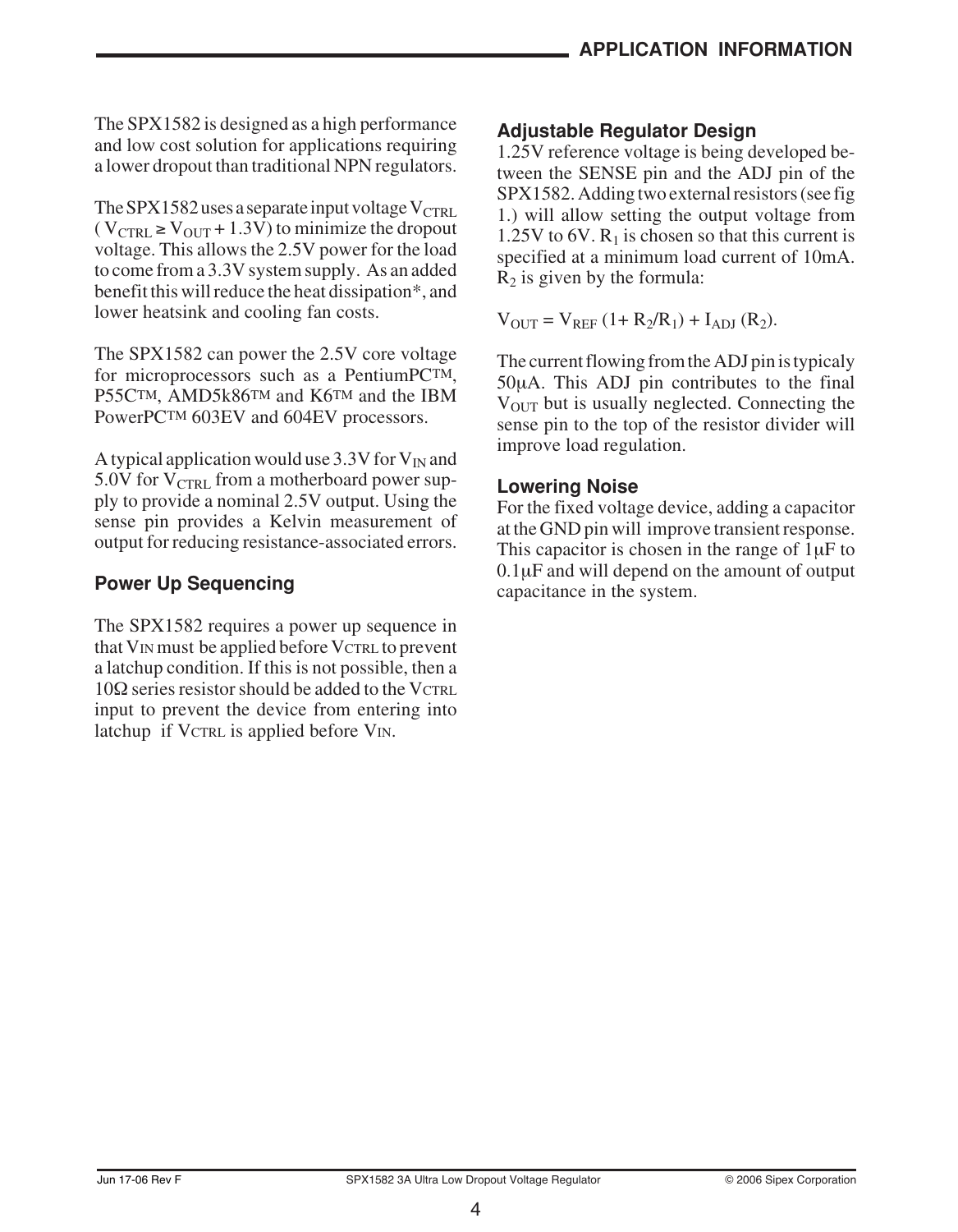# APPLICATION INFORMATION

The SPX1582 is designed as a high performance and low cost solution for applications requiring a lower dropout than traditional NPN regulators.

The SPX1582 uses a separate input voltage $V_{CTRL}$ ( $V_{CTRL} \geq V_{OUT} + 1.3V$) to minimize the dropout voltage. This allows the 2.5V power for the load to come from a 3.3V system supply. As an added benefit this will reduce the heat dissipation*, and lower heatsink and cooling fan costs.

The SPX1582 can power the 2.5V core voltage for microprocessors such as a PentiumPC™, P55C™, AMD5k86™ and K6™ and the IBM PowerPC™ 603EV and 604EV processors.

A typical application would use 3.3V for $V_{IN}$ and 5.0V for $V_{CTRL}$ from a motherboard power supply to provide a nominal 2.5V output. Using the sense pin provides a Kelvin measurement of output for reducing resistance-associated errors.

## Power Up Sequencing

The SPX1582 requires a power up sequence in that $V_{IN}$ must be applied before $V_{CTRL}$ to prevent a latchup condition. If this is not possible, then a 10Ω series resistor should be added to the $V_{CTRL}$ input to prevent the device from entering into latchup if $V_{CTRL}$ is applied before $V_{IN}$.

## Adjustable Regulator Design

1.25V reference voltage is being developed between the SENSE pin and the ADJ pin of the SPX1582. Adding two external resistors (see fig 1.) will allow setting the output voltage from 1.25V to 6V. $R_1$ is chosen so that this current is specified at a minimum load current of 10mA. $R_2$ is given by the formula:

$$V_{OUT} = V_{REF} (1 + R_2/R_1) + I_{ADJ} (R_2).$$

The current flowing from the ADJ pin is typicaly 50µA. This ADJ pin contributes to the final $V_{OUT}$ but is usually neglected. Connecting the sense pin to the top of the resistor divider will improve load regulation.

## Lowering Noise

For the fixed voltage device, adding a capacitor at the GND pin will improve transient response. This capacitor is chosen in the range of 1µF to 0.1µF and will depend on the amount of output capacitance in the system.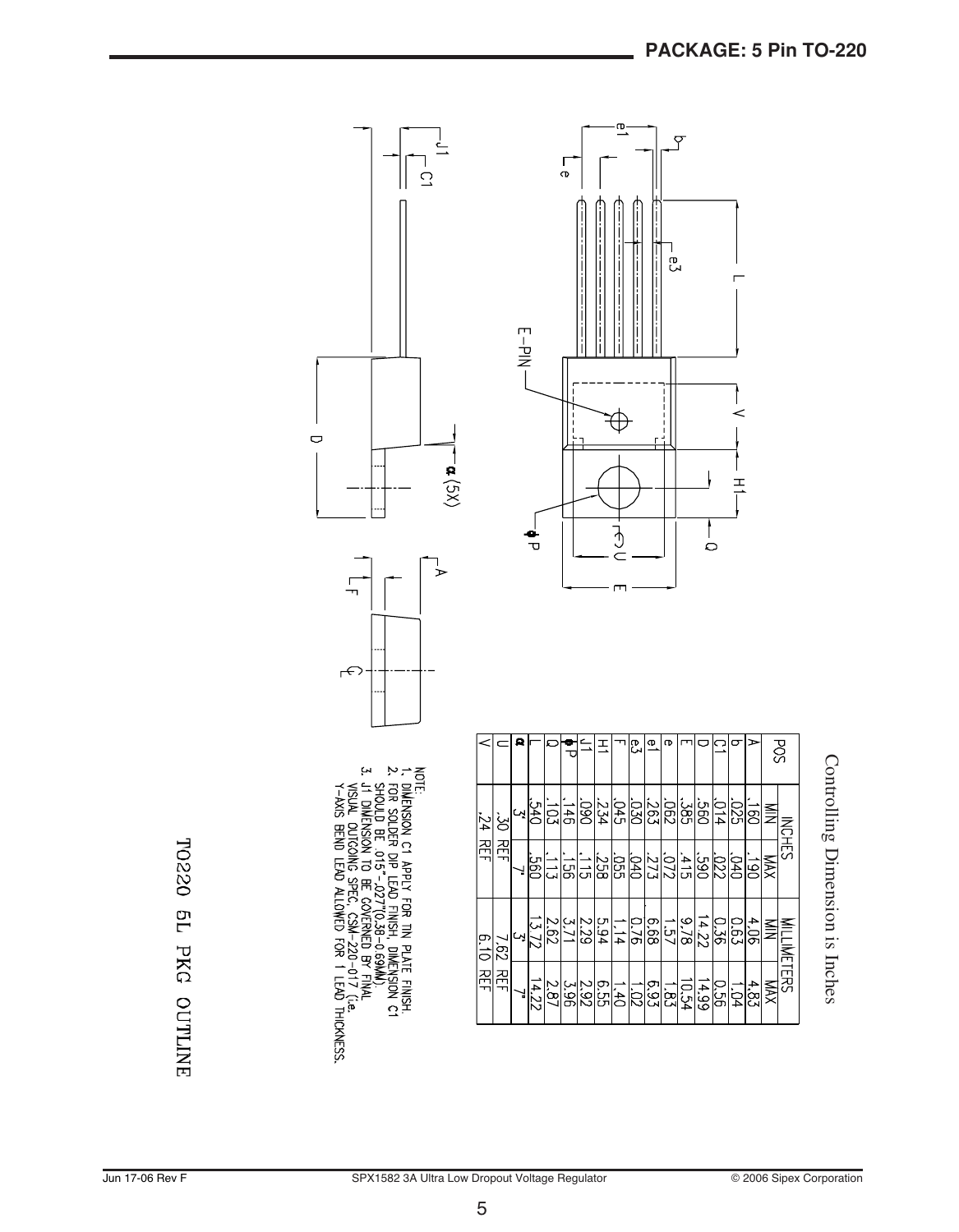## PACKAGE: 5 Pin TO-220

Controlling Dimension is Inches

| POS | INCHES | | MILLIMETERS | |
|---|---|---|---|---|
| | MIN | MAX | MIN | MAX |
| A | .160 | .190 | 4.06 | 4.83 |
| b | .025 | .040 | 0.63 | 1.04 |
| C1 | .014 | .022 | 0.36 | 0.56 |
| D | .560 | .590 | 14.22 | 14.99 |
| E | .385 | .415 | 9.78 | 10.54 |
| e | .062 | .072 | 1.57 | 1.83 |
| e1 | .263 | .273 | 6.68 | 6.93 |
| e3 | .030 | .040 | 0.76 | 1.02 |
| F | .045 | .055 | 1.14 | 1.40 |
| H1 | .234 | .258 | 5.94 | 6.55 |
| J1 | .090 | .115 | 2.29 | 2.92 |
| ϕP | .146 | .156 | 3.71 | 3.96 |
| Q | .103 | .113 | 2.62 | 2.87 |
| L | .540 | .560 | 13.72 | 14.22 |
| α | 3° | 7° | 3° | 7° |
| U | .30 REF | | 7.62 REF | |
| V | .24 REF | | 6.10 REF | |

NOTE:
1. DIMENSION C1 APPLY FOR TIN PLATE FINISH.
2. FOR SOLDER DIP LEAD FINISH, DIMENSION C1 SHOULD BE .015"-.027"(0.38-0.69MM).
3. J1 DIMENSION TO BE GOVERNED BY FINAL VISUAL OUTGOING SPEC. CSM-220-017 (i.e. Y-AXIS BEND LEAD ALLOWED FOR 1 LEAD THICKNESS.

TO220 5L PKG OUTLINE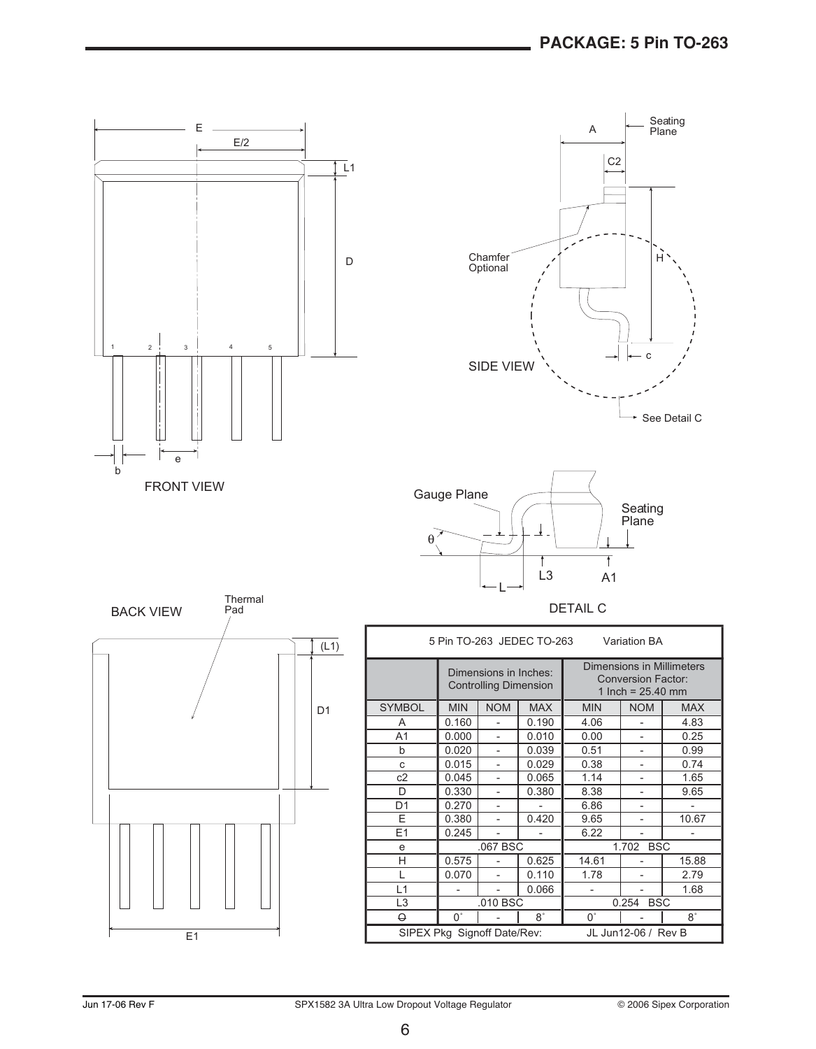# PACKAGE: 5 Pin TO-263

FRONT VIEW

SIDE VIEW

DETAIL C

BACK VIEW

| 5 Pin TO-263 JEDEC TO-263 | | | | Variation BA | | |
|---|---|---|---|---|---|---|
| | Dimensions in Inches: Controlling Dimension | | | Dimensions in Millimeters Conversion Factor: 1 Inch = 25.40 mm | | |
| SYMBOL | MIN | NOM | MAX | MIN | NOM | MAX |
| A | 0.160 | - | 0.190 | 4.06 | - | 4.83 |
| A1 | 0.000 | - | 0.010 | 0.00 | - | 0.25 |
| b | 0.020 | - | 0.039 | 0.51 | - | 0.99 |
| c | 0.015 | - | 0.029 | 0.38 | - | 0.74 |
| c2 | 0.045 | - | 0.065 | 1.14 | - | 1.65 |
| D | 0.330 | - | 0.380 | 8.38 | - | 9.65 |
| D1 | 0.270 | - | - | 6.86 | - | - |
| E | 0.380 | - | 0.420 | 9.65 | - | 10.67 |
| E1 | 0.245 | - | - | 6.22 | - | - |
| e | .067 BSC | | | 1.702 BSC | | |
| H | 0.575 | - | 0.625 | 14.61 | - | 15.88 |
| L | 0.070 | - | 0.110 | 1.78 | - | 2.79 |
| L1 | - | - | 0.066 | - | - | 1.68 |
| L3 | .010 BSC | | | 0.254 BSC | | |
| Θ | 0° | - | 8° | 0° | - | 8° |
| SIPEX Pkg Signoff Date/Rev: | | | | JL Jun12-06 / Rev B | | |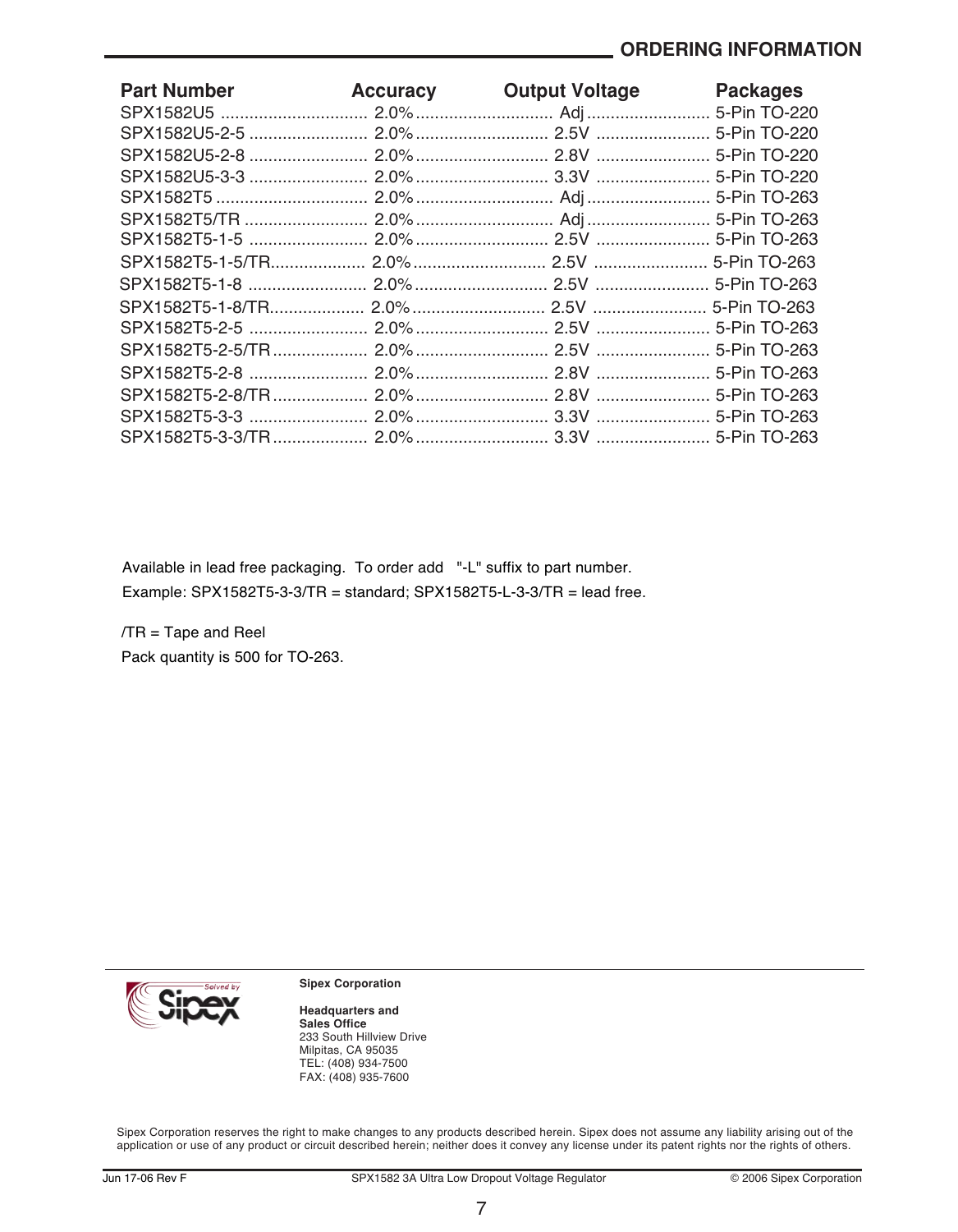## ORDERING INFORMATION

| Part Number | Accuracy | Output Voltage | Packages |
|---|---|---|---|
| SPX1582U5 | 2.0% | Adj | 5-Pin TO-220 |
| SPX1582U5-2-5 | 2.0% | 2.5V | 5-Pin TO-220 |
| SPX1582U5-2-8 | 2.0% | 2.8V | 5-Pin TO-220 |
| SPX1582U5-3-3 | 2.0% | 3.3V | 5-Pin TO-220 |
| SPX1582T5 | 2.0% | Adj | 5-Pin TO-263 |
| SPX1582T5/TR | 2.0% | Adj | 5-Pin TO-263 |
| SPX1582T5-1-5 | 2.0% | 2.5V | 5-Pin TO-263 |
| SPX1582T5-1-5/TR | 2.0% | 2.5V | 5-Pin TO-263 |
| SPX1582T5-1-8 | 2.0% | 2.5V | 5-Pin TO-263 |
| SPX1582T5-1-8/TR | 2.0% | 2.5V | 5-Pin TO-263 |
| SPX1582T5-2-5 | 2.0% | 2.5V | 5-Pin TO-263 |
| SPX1582T5-2-5/TR | 2.0% | 2.5V | 5-Pin TO-263 |
| SPX1582T5-2-8 | 2.0% | 2.8V | 5-Pin TO-263 |
| SPX1582T5-2-8/TR | 2.0% | 2.8V | 5-Pin TO-263 |
| SPX1582T5-3-3 | 2.0% | 3.3V | 5-Pin TO-263 |
| SPX1582T5-3-3/TR | 2.0% | 3.3V | 5-Pin TO-263 |

Available in lead free packaging. To order add "-L" suffix to part number.

Example: SPX1582T5-3-3/TR = standard; SPX1582T5-L-3-3/TR = lead free.

/TR = Tape and Reel

Pack quantity is 500 for TO-263.

**Sipex Corporation**

**Headquarters and Sales Office**
233 South Hillview Drive
Milpitas, CA 95035
TEL: (408) 934-7500
FAX: (408) 935-7600

Sipex Corporation reserves the right to make changes to any products described herein. Sipex does not assume any liability arising out of the application or use of any product or circuit described herein; neither does it convey any license under its patent rights nor the rights of others.